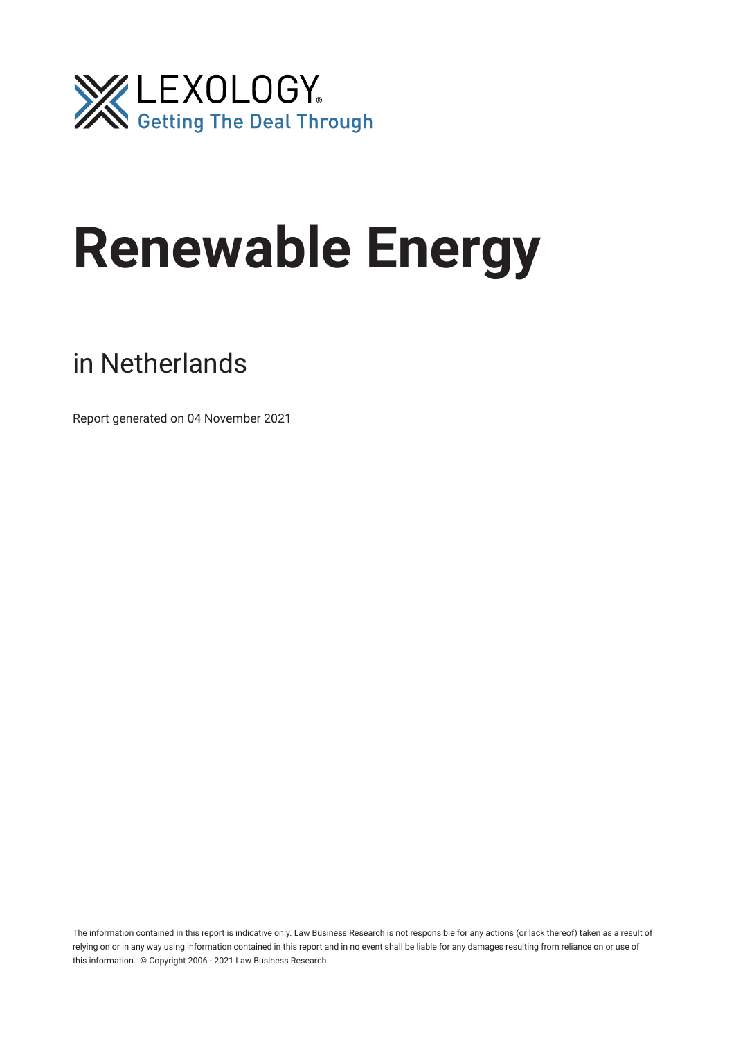LEXOLOGY®
Getting The Deal Through

# Renewable Energy

## in Netherlands

Report generated on 04 November 2021

The information contained in this report is indicative only. Law Business Research is not responsible for any actions (or lack thereof) taken as a result of relying on or in any way using information contained in this report and in no event shall be liable for any damages resulting from reliance on or use of this information. © Copyright 2006 - 2021 Law Business Research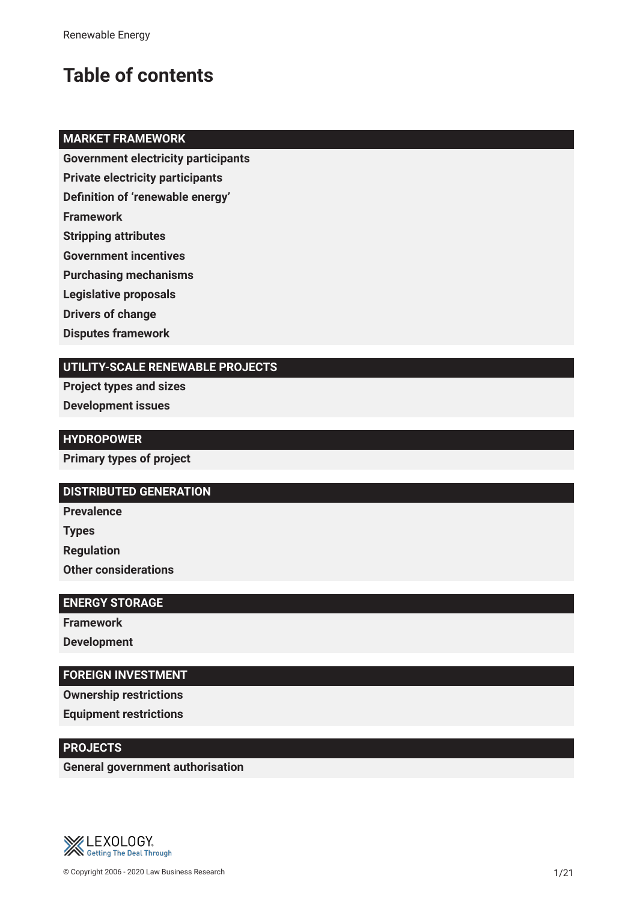# Table of contents

**MARKET FRAMEWORK**

**Government electricity participants**

**Private electricity participants**

**Definition of 'renewable energy'**

**Framework**

**Stripping attributes**

**Government incentives**

**Purchasing mechanisms**

**Legislative proposals**

**Drivers of change**

**Disputes framework**

**UTILITY-SCALE RENEWABLE PROJECTS**

**Project types and sizes**

**Development issues**

**HYDROPOWER**

**Primary types of project**

**DISTRIBUTED GENERATION**

**Prevalence**

**Types**

**Regulation**

**Other considerations**

**ENERGY STORAGE**

**Framework**

**Development**

**FOREIGN INVESTMENT**

**Ownership restrictions**

**Equipment restrictions**

**PROJECTS**

**General government authorisation**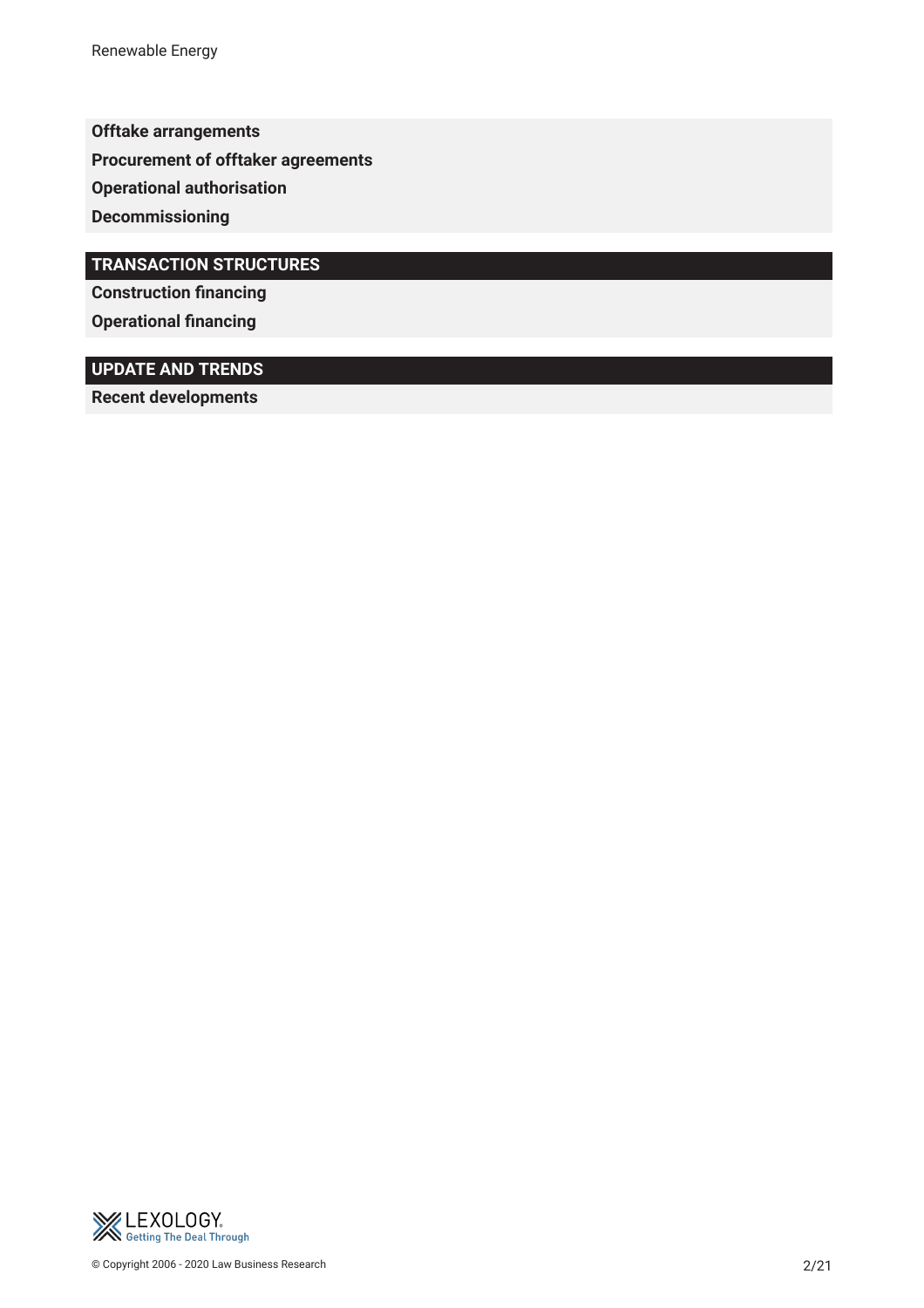**Offtake arrangements**

**Procurement of offtaker agreements**

**Operational authorisation**

**Decommissioning**

## TRANSACTION STRUCTURES

**Construction financing**

**Operational financing**

## UPDATE AND TRENDS

**Recent developments**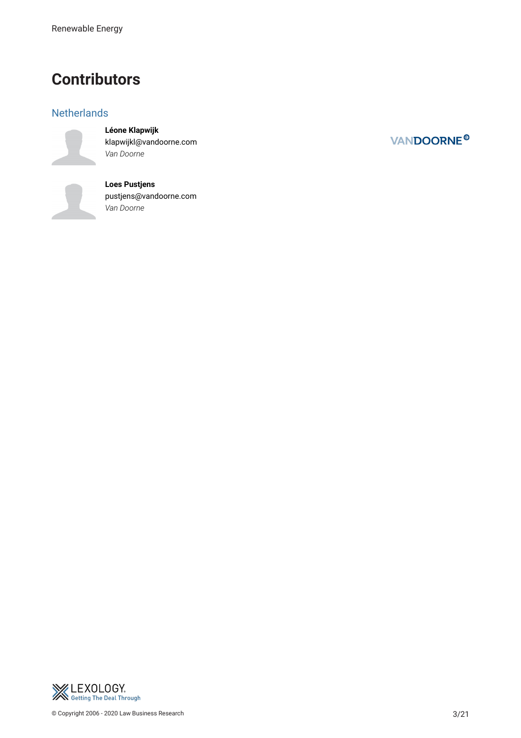# Contributors

## Netherlands

**Léone Klapwijk**
klapwijkl@vandoorne.com
*Van Doorne*

**Loes Pustjens**
pustjens@vandoorne.com
*Van Doorne*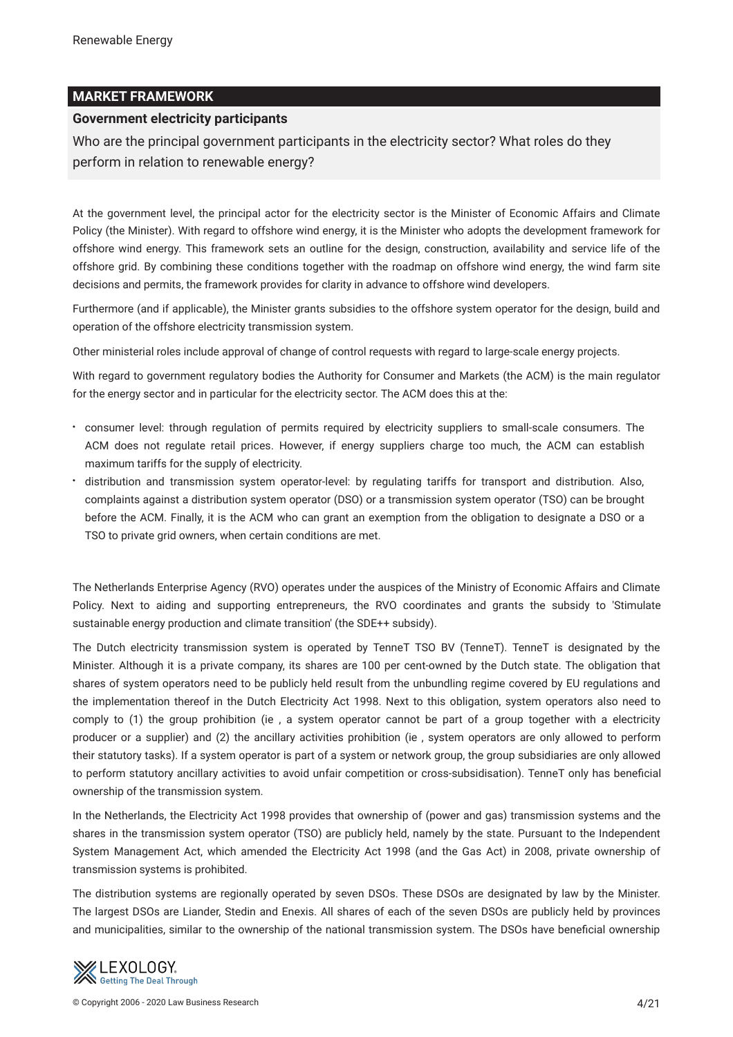## MARKET FRAMEWORK

### Government electricity participants

Who are the principal government participants in the electricity sector? What roles do they perform in relation to renewable energy?

At the government level, the principal actor for the electricity sector is the Minister of Economic Affairs and Climate Policy (the Minister). With regard to offshore wind energy, it is the Minister who adopts the development framework for offshore wind energy. This framework sets an outline for the design, construction, availability and service life of the offshore grid. By combining these conditions together with the roadmap on offshore wind energy, the wind farm site decisions and permits, the framework provides for clarity in advance to offshore wind developers.

Furthermore (and if applicable), the Minister grants subsidies to the offshore system operator for the design, build and operation of the offshore electricity transmission system.

Other ministerial roles include approval of change of control requests with regard to large-scale energy projects.

With regard to government regulatory bodies the Authority for Consumer and Markets (the ACM) is the main regulator for the energy sector and in particular for the electricity sector. The ACM does this at the:

- consumer level: through regulation of permits required by electricity suppliers to small-scale consumers. The ACM does not regulate retail prices. However, if energy suppliers charge too much, the ACM can establish maximum tariffs for the supply of electricity.
- distribution and transmission system operator-level: by regulating tariffs for transport and distribution. Also, complaints against a distribution system operator (DSO) or a transmission system operator (TSO) can be brought before the ACM. Finally, it is the ACM who can grant an exemption from the obligation to designate a DSO or a TSO to private grid owners, when certain conditions are met.

The Netherlands Enterprise Agency (RVO) operates under the auspices of the Ministry of Economic Affairs and Climate Policy. Next to aiding and supporting entrepreneurs, the RVO coordinates and grants the subsidy to 'Stimulate sustainable energy production and climate transition' (the SDE++ subsidy).

The Dutch electricity transmission system is operated by TenneT TSO BV (TenneT). TenneT is designated by the Minister. Although it is a private company, its shares are 100 per cent-owned by the Dutch state. The obligation that shares of system operators need to be publicly held result from the unbundling regime covered by EU regulations and the implementation thereof in the Dutch Electricity Act 1998. Next to this obligation, system operators also need to comply to (1) the group prohibition (ie , a system operator cannot be part of a group together with a electricity producer or a supplier) and (2) the ancillary activities prohibition (ie , system operators are only allowed to perform their statutory tasks). If a system operator is part of a system or network group, the group subsidiaries are only allowed to perform statutory ancillary activities to avoid unfair competition or cross-subsidisation). TenneT only has beneficial ownership of the transmission system.

In the Netherlands, the Electricity Act 1998 provides that ownership of (power and gas) transmission systems and the shares in the transmission system operator (TSO) are publicly held, namely by the state. Pursuant to the Independent System Management Act, which amended the Electricity Act 1998 (and the Gas Act) in 2008, private ownership of transmission systems is prohibited.

The distribution systems are regionally operated by seven DSOs. These DSOs are designated by law by the Minister. The largest DSOs are Liander, Stedin and Enexis. All shares of each of the seven DSOs are publicly held by provinces and municipalities, similar to the ownership of the national transmission system. The DSOs have beneficial ownership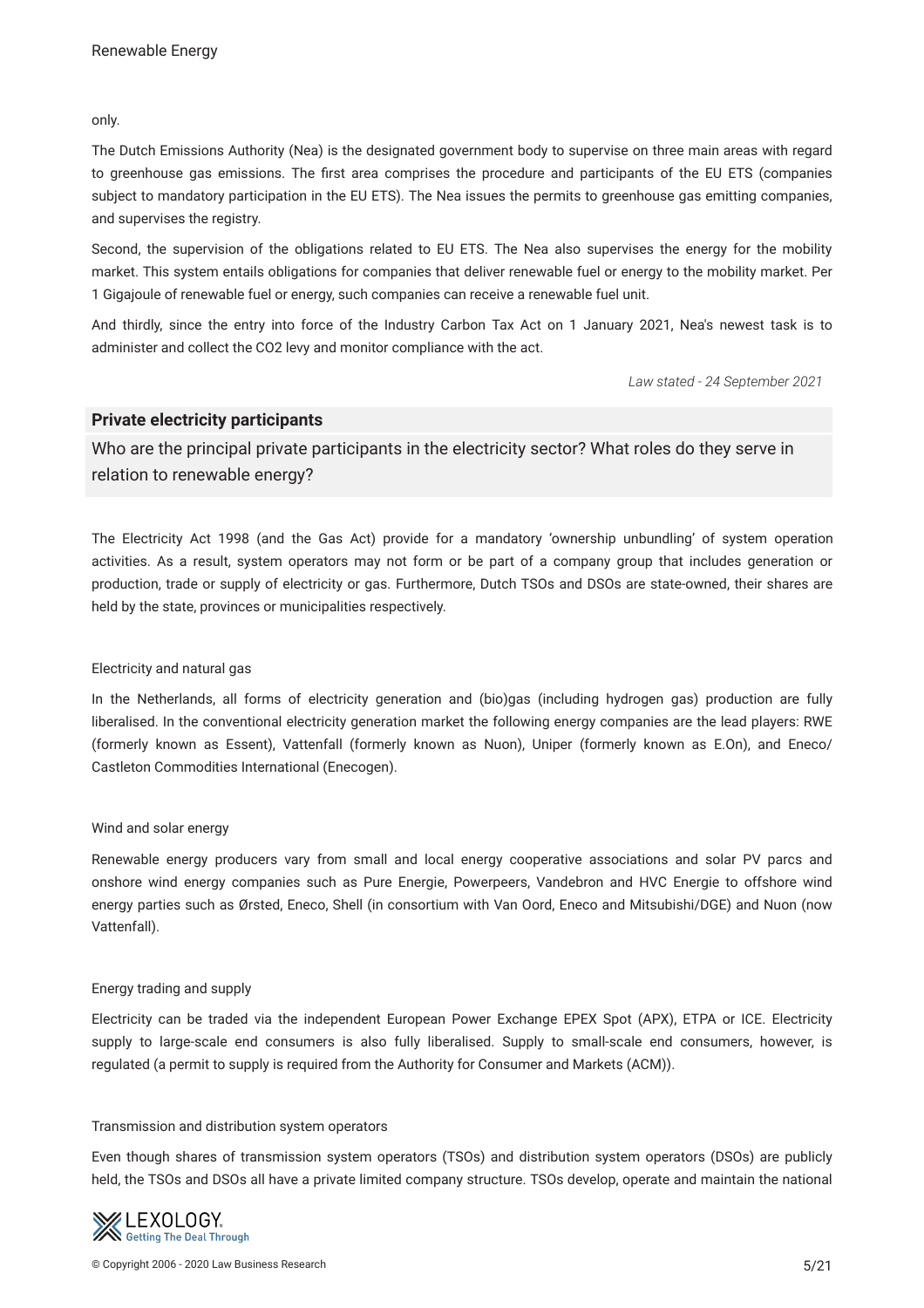only.

The Dutch Emissions Authority (Nea) is the designated government body to supervise on three main areas with regard to greenhouse gas emissions. The first area comprises the procedure and participants of the EU ETS (companies subject to mandatory participation in the EU ETS). The Nea issues the permits to greenhouse gas emitting companies, and supervises the registry.

Second, the supervision of the obligations related to EU ETS. The Nea also supervises the energy for the mobility market. This system entails obligations for companies that deliver renewable fuel or energy to the mobility market. Per 1 Gigajoule of renewable fuel or energy, such companies can receive a renewable fuel unit.

And thirdly, since the entry into force of the Industry Carbon Tax Act on 1 January 2021, Nea's newest task is to administer and collect the CO2 levy and monitor compliance with the act.

*Law stated - 24 September 2021*

## Private electricity participants

Who are the principal private participants in the electricity sector? What roles do they serve in relation to renewable energy?

The Electricity Act 1998 (and the Gas Act) provide for a mandatory 'ownership unbundling' of system operation activities. As a result, system operators may not form or be part of a company group that includes generation or production, trade or supply of electricity or gas. Furthermore, Dutch TSOs and DSOs are state-owned, their shares are held by the state, provinces or municipalities respectively.

Electricity and natural gas

In the Netherlands, all forms of electricity generation and (bio)gas (including hydrogen gas) production are fully liberalised. In the conventional electricity generation market the following energy companies are the lead players: RWE (formerly known as Essent), Vattenfall (formerly known as Nuon), Uniper (formerly known as E.On), and Eneco/ Castleton Commodities International (Enecogen).

Wind and solar energy

Renewable energy producers vary from small and local energy cooperative associations and solar PV parcs and onshore wind energy companies such as Pure Energie, Powerpeers, Vandebron and HVC Energie to offshore wind energy parties such as Ørsted, Eneco, Shell (in consortium with Van Oord, Eneco and Mitsubishi/DGE) and Nuon (now Vattenfall).

Energy trading and supply

Electricity can be traded via the independent European Power Exchange EPEX Spot (APX), ETPA or ICE. Electricity supply to large-scale end consumers is also fully liberalised. Supply to small-scale end consumers, however, is regulated (a permit to supply is required from the Authority for Consumer and Markets (ACM)).

Transmission and distribution system operators

Even though shares of transmission system operators (TSOs) and distribution system operators (DSOs) are publicly held, the TSOs and DSOs all have a private limited company structure. TSOs develop, operate and maintain the national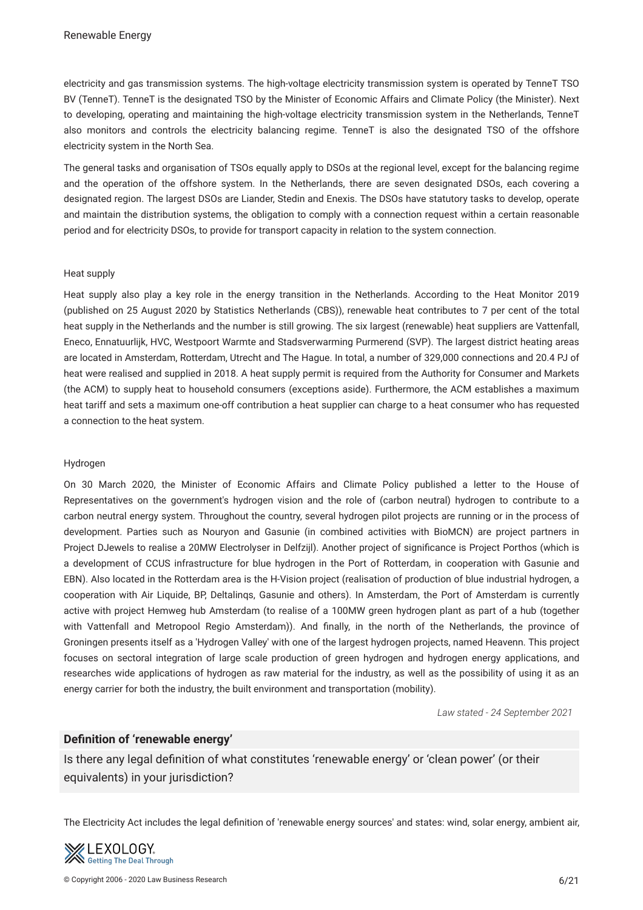electricity and gas transmission systems. The high-voltage electricity transmission system is operated by TenneT TSO BV (TenneT). TenneT is the designated TSO by the Minister of Economic Affairs and Climate Policy (the Minister). Next to developing, operating and maintaining the high-voltage electricity transmission system in the Netherlands, TenneT also monitors and controls the electricity balancing regime. TenneT is also the designated TSO of the offshore electricity system in the North Sea.

The general tasks and organisation of TSOs equally apply to DSOs at the regional level, except for the balancing regime and the operation of the offshore system. In the Netherlands, there are seven designated DSOs, each covering a designated region. The largest DSOs are Liander, Stedin and Enexis. The DSOs have statutory tasks to develop, operate and maintain the distribution systems, the obligation to comply with a connection request within a certain reasonable period and for electricity DSOs, to provide for transport capacity in relation to the system connection.

Heat supply

Heat supply also play a key role in the energy transition in the Netherlands. According to the Heat Monitor 2019 (published on 25 August 2020 by Statistics Netherlands (CBS)), renewable heat contributes to 7 per cent of the total heat supply in the Netherlands and the number is still growing. The six largest (renewable) heat suppliers are Vattenfall, Eneco, Ennatuurlijk, HVC, Westpoort Warmte and Stadsverwarming Purmerend (SVP). The largest district heating areas are located in Amsterdam, Rotterdam, Utrecht and The Hague. In total, a number of 329,000 connections and 20.4 PJ of heat were realised and supplied in 2018. A heat supply permit is required from the Authority for Consumer and Markets (the ACM) to supply heat to household consumers (exceptions aside). Furthermore, the ACM establishes a maximum heat tariff and sets a maximum one-off contribution a heat supplier can charge to a heat consumer who has requested a connection to the heat system.

Hydrogen

On 30 March 2020, the Minister of Economic Affairs and Climate Policy published a letter to the House of Representatives on the government's hydrogen vision and the role of (carbon neutral) hydrogen to contribute to a carbon neutral energy system. Throughout the country, several hydrogen pilot projects are running or in the process of development. Parties such as Nouryon and Gasunie (in combined activities with BioMCN) are project partners in Project DJewels to realise a 20MW Electrolyser in Delfzijl). Another project of significance is Project Porthos (which is a development of CCUS infrastructure for blue hydrogen in the Port of Rotterdam, in cooperation with Gasunie and EBN). Also located in the Rotterdam area is the H-Vision project (realisation of production of blue industrial hydrogen, a cooperation with Air Liquide, BP, Deltalinqs, Gasunie and others). In Amsterdam, the Port of Amsterdam is currently active with project Hemweg hub Amsterdam (to realise of a 100MW green hydrogen plant as part of a hub (together with Vattenfall and Metropool Regio Amsterdam)). And finally, in the north of the Netherlands, the province of Groningen presents itself as a 'Hydrogen Valley' with one of the largest hydrogen projects, named Heavenn. This project focuses on sectoral integration of large scale production of green hydrogen and hydrogen energy applications, and researches wide applications of hydrogen as raw material for the industry, as well as the possibility of using it as an energy carrier for both the industry, the built environment and transportation (mobility).

*Law stated - 24 September 2021*

### Definition of 'renewable energy'

Is there any legal definition of what constitutes 'renewable energy' or 'clean power' (or their equivalents) in your jurisdiction?

The Electricity Act includes the legal definition of 'renewable energy sources' and states: wind, solar energy, ambient air,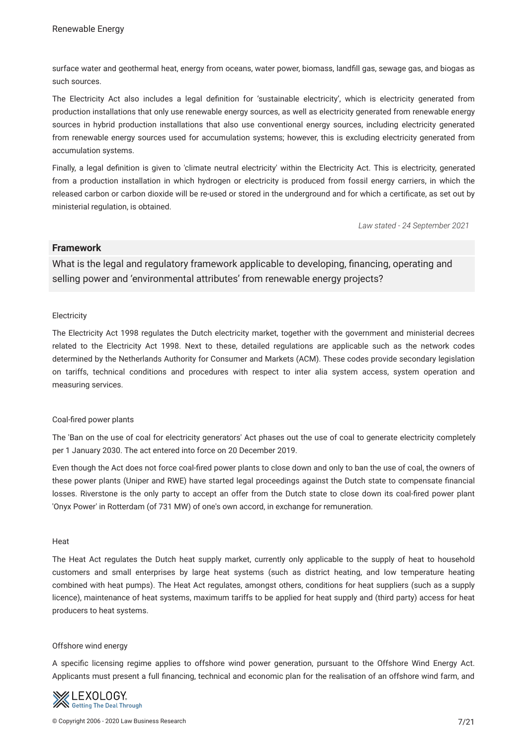surface water and geothermal heat, energy from oceans, water power, biomass, landfill gas, sewage gas, and biogas as such sources.

The Electricity Act also includes a legal definition for 'sustainable electricity', which is electricity generated from production installations that only use renewable energy sources, as well as electricity generated from renewable energy sources in hybrid production installations that also use conventional energy sources, including electricity generated from renewable energy sources used for accumulation systems; however, this is excluding electricity generated from accumulation systems.

Finally, a legal definition is given to 'climate neutral electricity' within the Electricity Act. This is electricity, generated from a production installation in which hydrogen or electricity is produced from fossil energy carriers, in which the released carbon or carbon dioxide will be re-used or stored in the underground and for which a certificate, as set out by ministerial regulation, is obtained.

*Law stated - 24 September 2021*

## Framework

### What is the legal and regulatory framework applicable to developing, financing, operating and selling power and 'environmental attributes' from renewable energy projects?

Electricity

The Electricity Act 1998 regulates the Dutch electricity market, together with the government and ministerial decrees related to the Electricity Act 1998. Next to these, detailed regulations are applicable such as the network codes determined by the Netherlands Authority for Consumer and Markets (ACM). These codes provide secondary legislation on tariffs, technical conditions and procedures with respect to inter alia system access, system operation and measuring services.

Coal-fired power plants

The 'Ban on the use of coal for electricity generators' Act phases out the use of coal to generate electricity completely per 1 January 2030. The act entered into force on 20 December 2019.

Even though the Act does not force coal-fired power plants to close down and only to ban the use of coal, the owners of these power plants (Uniper and RWE) have started legal proceedings against the Dutch state to compensate financial losses. Riverstone is the only party to accept an offer from the Dutch state to close down its coal-fired power plant 'Onyx Power' in Rotterdam (of 731 MW) of one's own accord, in exchange for remuneration.

Heat

The Heat Act regulates the Dutch heat supply market, currently only applicable to the supply of heat to household customers and small enterprises by large heat systems (such as district heating, and low temperature heating combined with heat pumps). The Heat Act regulates, amongst others, conditions for heat suppliers (such as a supply licence), maintenance of heat systems, maximum tariffs to be applied for heat supply and (third party) access for heat producers to heat systems.

Offshore wind energy

A specific licensing regime applies to offshore wind power generation, pursuant to the Offshore Wind Energy Act. Applicants must present a full financing, technical and economic plan for the realisation of an offshore wind farm, and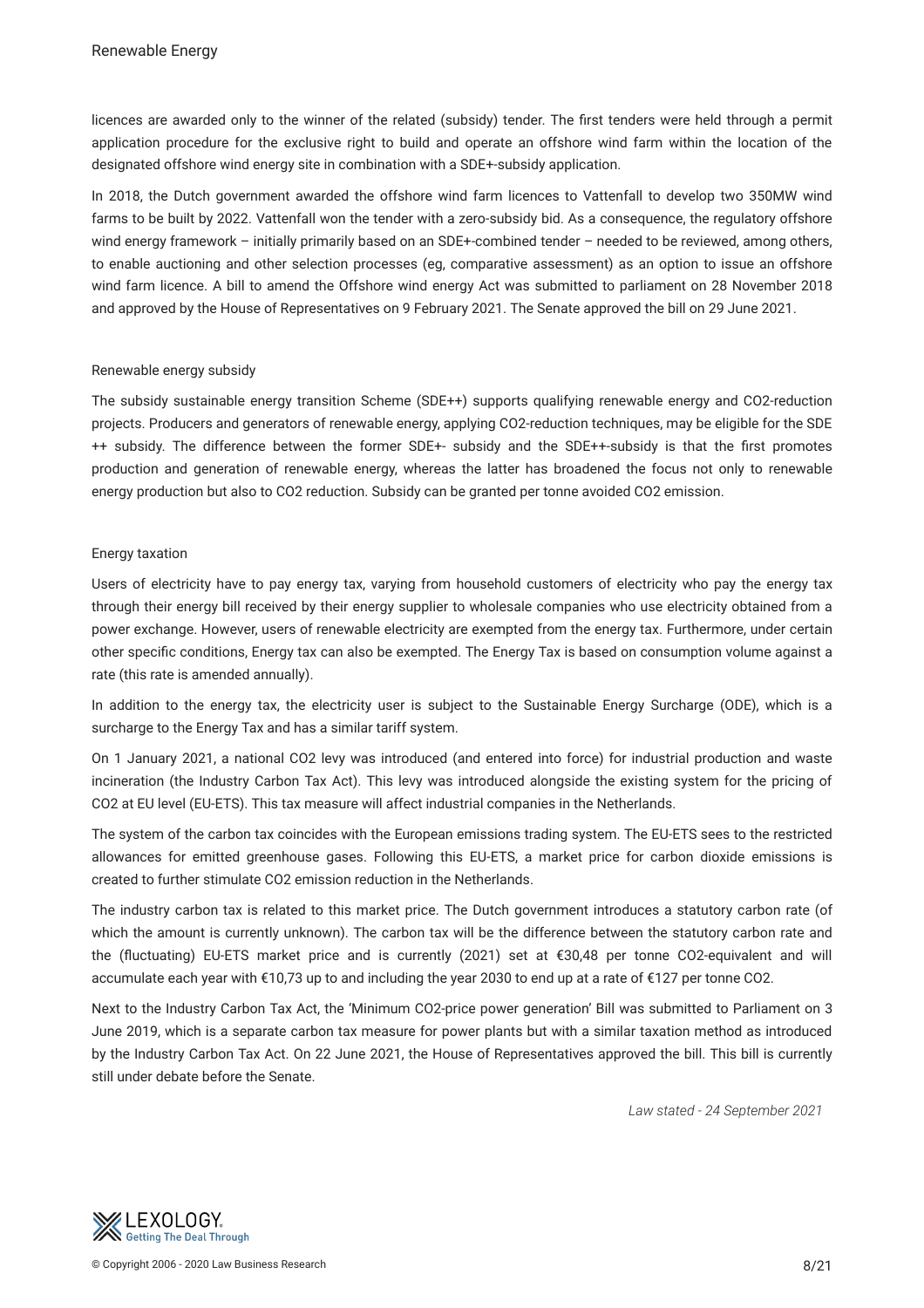licences are awarded only to the winner of the related (subsidy) tender. The first tenders were held through a permit application procedure for the exclusive right to build and operate an offshore wind farm within the location of the designated offshore wind energy site in combination with a SDE+-subsidy application.

In 2018, the Dutch government awarded the offshore wind farm licences to Vattenfall to develop two 350MW wind farms to be built by 2022. Vattenfall won the tender with a zero-subsidy bid. As a consequence, the regulatory offshore wind energy framework – initially primarily based on an SDE+-combined tender – needed to be reviewed, among others, to enable auctioning and other selection processes (eg, comparative assessment) as an option to issue an offshore wind farm licence. A bill to amend the Offshore wind energy Act was submitted to parliament on 28 November 2018 and approved by the House of Representatives on 9 February 2021. The Senate approved the bill on 29 June 2021.

### Renewable energy subsidy

The subsidy sustainable energy transition Scheme (SDE++) supports qualifying renewable energy and CO2-reduction projects. Producers and generators of renewable energy, applying CO2-reduction techniques, may be eligible for the SDE ++ subsidy. The difference between the former SDE+- subsidy and the SDE++-subsidy is that the first promotes production and generation of renewable energy, whereas the latter has broadened the focus not only to renewable energy production but also to CO2 reduction. Subsidy can be granted per tonne avoided CO2 emission.

### Energy taxation

Users of electricity have to pay energy tax, varying from household customers of electricity who pay the energy tax through their energy bill received by their energy supplier to wholesale companies who use electricity obtained from a power exchange. However, users of renewable electricity are exempted from the energy tax. Furthermore, under certain other specific conditions, Energy tax can also be exempted. The Energy Tax is based on consumption volume against a rate (this rate is amended annually).

In addition to the energy tax, the electricity user is subject to the Sustainable Energy Surcharge (ODE), which is a surcharge to the Energy Tax and has a similar tariff system.

On 1 January 2021, a national CO2 levy was introduced (and entered into force) for industrial production and waste incineration (the Industry Carbon Tax Act). This levy was introduced alongside the existing system for the pricing of CO2 at EU level (EU-ETS). This tax measure will affect industrial companies in the Netherlands.

The system of the carbon tax coincides with the European emissions trading system. The EU-ETS sees to the restricted allowances for emitted greenhouse gases. Following this EU-ETS, a market price for carbon dioxide emissions is created to further stimulate CO2 emission reduction in the Netherlands.

The industry carbon tax is related to this market price. The Dutch government introduces a statutory carbon rate (of which the amount is currently unknown). The carbon tax will be the difference between the statutory carbon rate and the (fluctuating) EU-ETS market price and is currently (2021) set at €30,48 per tonne CO2-equivalent and will accumulate each year with €10,73 up to and including the year 2030 to end up at a rate of €127 per tonne CO2.

Next to the Industry Carbon Tax Act, the 'Minimum CO2-price power generation' Bill was submitted to Parliament on 3 June 2019, which is a separate carbon tax measure for power plants but with a similar taxation method as introduced by the Industry Carbon Tax Act. On 22 June 2021, the House of Representatives approved the bill. This bill is currently still under debate before the Senate.

*Law stated - 24 September 2021*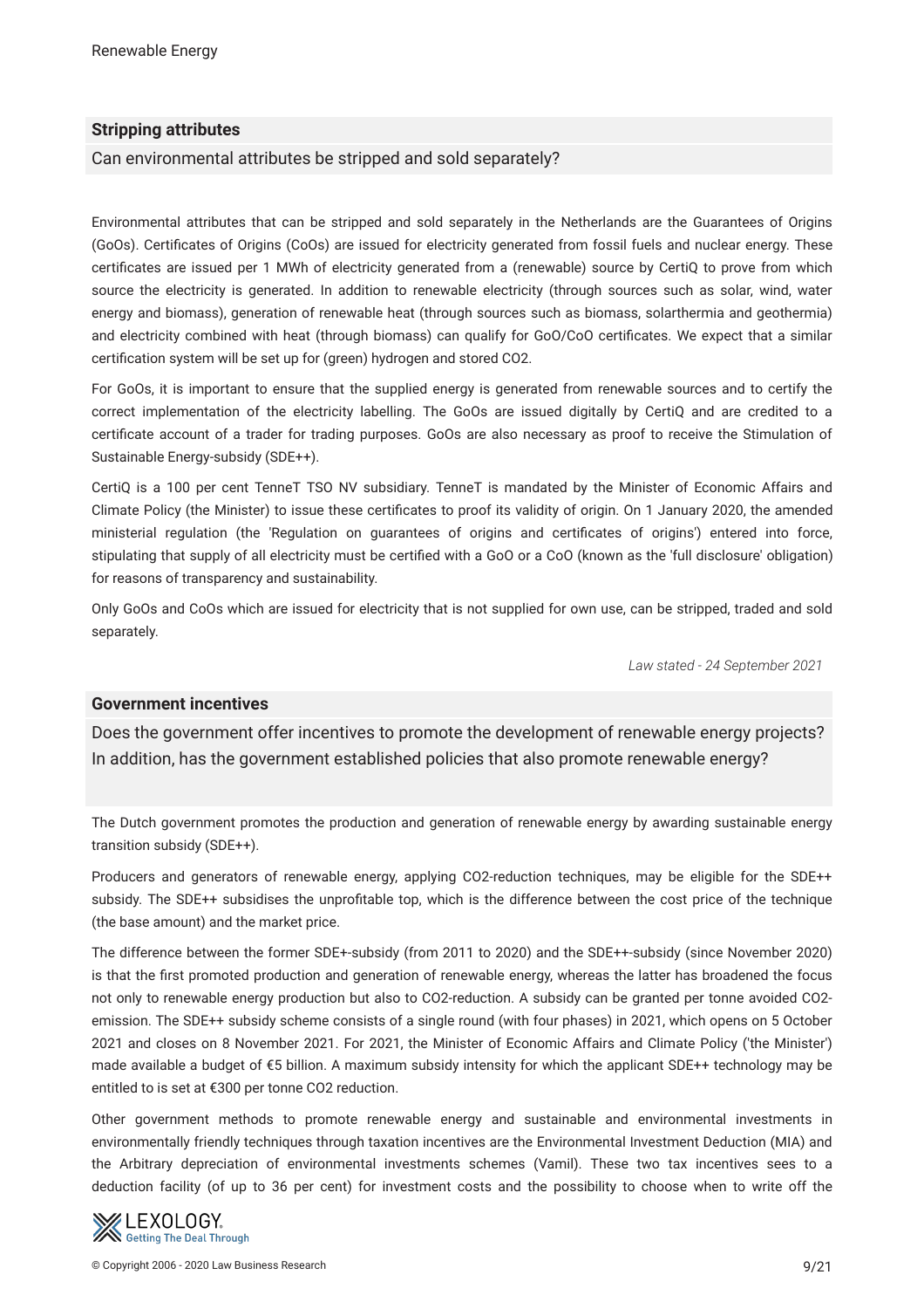### Stripping attributes

Can environmental attributes be stripped and sold separately?

Environmental attributes that can be stripped and sold separately in the Netherlands are the Guarantees of Origins (GoOs). Certificates of Origins (CoOs) are issued for electricity generated from fossil fuels and nuclear energy. These certificates are issued per 1 MWh of electricity generated from a (renewable) source by CertiQ to prove from which source the electricity is generated. In addition to renewable electricity (through sources such as solar, wind, water energy and biomass), generation of renewable heat (through sources such as biomass, solarthermia and geothermia) and electricity combined with heat (through biomass) can qualify for GoO/CoO certificates. We expect that a similar certification system will be set up for (green) hydrogen and stored CO2.

For GoOs, it is important to ensure that the supplied energy is generated from renewable sources and to certify the correct implementation of the electricity labelling. The GoOs are issued digitally by CertiQ and are credited to a certificate account of a trader for trading purposes. GoOs are also necessary as proof to receive the Stimulation of Sustainable Energy-subsidy (SDE++).

CertiQ is a 100 per cent TenneT TSO NV subsidiary. TenneT is mandated by the Minister of Economic Affairs and Climate Policy (the Minister) to issue these certificates to proof its validity of origin. On 1 January 2020, the amended ministerial regulation (the 'Regulation on guarantees of origins and certificates of origins') entered into force, stipulating that supply of all electricity must be certified with a GoO or a CoO (known as the 'full disclosure' obligation) for reasons of transparency and sustainability.

Only GoOs and CoOs which are issued for electricity that is not supplied for own use, can be stripped, traded and sold separately.

*Law stated - 24 September 2021*

### Government incentives

Does the government offer incentives to promote the development of renewable energy projects? In addition, has the government established policies that also promote renewable energy?

The Dutch government promotes the production and generation of renewable energy by awarding sustainable energy transition subsidy (SDE++).

Producers and generators of renewable energy, applying CO2-reduction techniques, may be eligible for the SDE++ subsidy. The SDE++ subsidises the unprofitable top, which is the difference between the cost price of the technique (the base amount) and the market price.

The difference between the former SDE+-subsidy (from 2011 to 2020) and the SDE++-subsidy (since November 2020) is that the first promoted production and generation of renewable energy, whereas the latter has broadened the focus not only to renewable energy production but also to CO2-reduction. A subsidy can be granted per tonne avoided CO2-emission. The SDE++ subsidy scheme consists of a single round (with four phases) in 2021, which opens on 5 October 2021 and closes on 8 November 2021. For 2021, the Minister of Economic Affairs and Climate Policy ('the Minister') made available a budget of €5 billion. A maximum subsidy intensity for which the applicant SDE++ technology may be entitled to is set at €300 per tonne CO2 reduction.

Other government methods to promote renewable energy and sustainable and environmental investments in environmentally friendly techniques through taxation incentives are the Environmental Investment Deduction (MIA) and the Arbitrary depreciation of environmental investments schemes (Vamil). These two tax incentives sees to a deduction facility (of up to 36 per cent) for investment costs and the possibility to choose when to write off the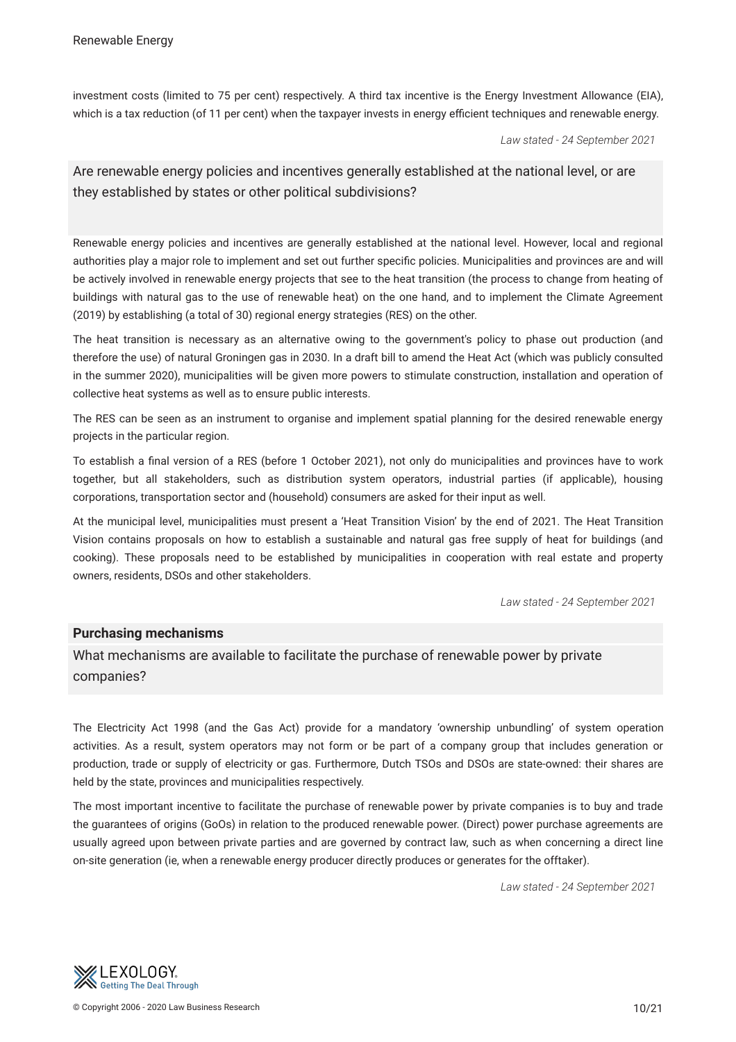investment costs (limited to 75 per cent) respectively. A third tax incentive is the Energy Investment Allowance (EIA), which is a tax reduction (of 11 per cent) when the taxpayer invests in energy efficient techniques and renewable energy.

*Law stated - 24 September 2021*

### Are renewable energy policies and incentives generally established at the national level, or are they established by states or other political subdivisions?

Renewable energy policies and incentives are generally established at the national level. However, local and regional authorities play a major role to implement and set out further specific policies. Municipalities and provinces are and will be actively involved in renewable energy projects that see to the heat transition (the process to change from heating of buildings with natural gas to the use of renewable heat) on the one hand, and to implement the Climate Agreement (2019) by establishing (a total of 30) regional energy strategies (RES) on the other.

The heat transition is necessary as an alternative owing to the government's policy to phase out production (and therefore the use) of natural Groningen gas in 2030. In a draft bill to amend the Heat Act (which was publicly consulted in the summer 2020), municipalities will be given more powers to stimulate construction, installation and operation of collective heat systems as well as to ensure public interests.

The RES can be seen as an instrument to organise and implement spatial planning for the desired renewable energy projects in the particular region.

To establish a final version of a RES (before 1 October 2021), not only do municipalities and provinces have to work together, but all stakeholders, such as distribution system operators, industrial parties (if applicable), housing corporations, transportation sector and (household) consumers are asked for their input as well.

At the municipal level, municipalities must present a 'Heat Transition Vision' by the end of 2021. The Heat Transition Vision contains proposals on how to establish a sustainable and natural gas free supply of heat for buildings (and cooking). These proposals need to be established by municipalities in cooperation with real estate and property owners, residents, DSOs and other stakeholders.

*Law stated - 24 September 2021*

## Purchasing mechanisms

### What mechanisms are available to facilitate the purchase of renewable power by private companies?

The Electricity Act 1998 (and the Gas Act) provide for a mandatory 'ownership unbundling' of system operation activities. As a result, system operators may not form or be part of a company group that includes generation or production, trade or supply of electricity or gas. Furthermore, Dutch TSOs and DSOs are state-owned: their shares are held by the state, provinces and municipalities respectively.

The most important incentive to facilitate the purchase of renewable power by private companies is to buy and trade the guarantees of origins (GoOs) in relation to the produced renewable power. (Direct) power purchase agreements are usually agreed upon between private parties and are governed by contract law, such as when concerning a direct line on-site generation (ie, when a renewable energy producer directly produces or generates for the offtaker).

*Law stated - 24 September 2021*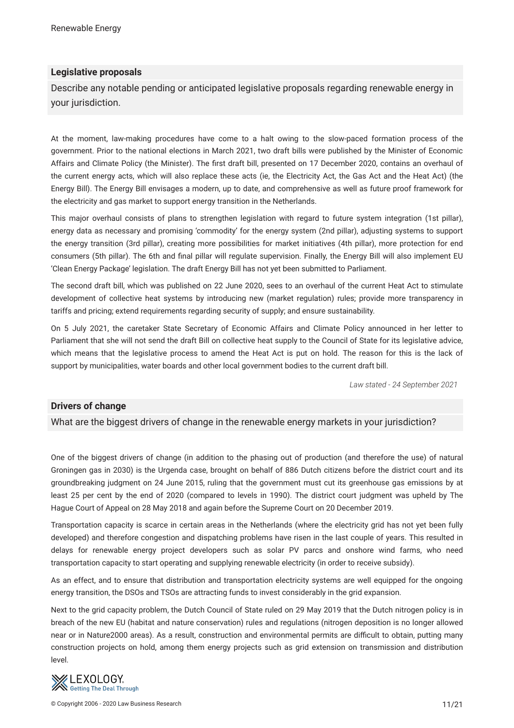### Legislative proposals

Describe any notable pending or anticipated legislative proposals regarding renewable energy in your jurisdiction.

At the moment, law-making procedures have come to a halt owing to the slow-paced formation process of the government. Prior to the national elections in March 2021, two draft bills were published by the Minister of Economic Affairs and Climate Policy (the Minister). The first draft bill, presented on 17 December 2020, contains an overhaul of the current energy acts, which will also replace these acts (ie, the Electricity Act, the Gas Act and the Heat Act) (the Energy Bill). The Energy Bill envisages a modern, up to date, and comprehensive as well as future proof framework for the electricity and gas market to support energy transition in the Netherlands.

This major overhaul consists of plans to strengthen legislation with regard to future system integration (1st pillar), energy data as necessary and promising 'commodity' for the energy system (2nd pillar), adjusting systems to support the energy transition (3rd pillar), creating more possibilities for market initiatives (4th pillar), more protection for end consumers (5th pillar). The 6th and final pillar will regulate supervision. Finally, the Energy Bill will also implement EU 'Clean Energy Package' legislation. The draft Energy Bill has not yet been submitted to Parliament.

The second draft bill, which was published on 22 June 2020, sees to an overhaul of the current Heat Act to stimulate development of collective heat systems by introducing new (market regulation) rules; provide more transparency in tariffs and pricing; extend requirements regarding security of supply; and ensure sustainability.

On 5 July 2021, the caretaker State Secretary of Economic Affairs and Climate Policy announced in her letter to Parliament that she will not send the draft Bill on collective heat supply to the Council of State for its legislative advice, which means that the legislative process to amend the Heat Act is put on hold. The reason for this is the lack of support by municipalities, water boards and other local government bodies to the current draft bill.

*Law stated - 24 September 2021*

### Drivers of change

What are the biggest drivers of change in the renewable energy markets in your jurisdiction?

One of the biggest drivers of change (in addition to the phasing out of production (and therefore the use) of natural Groningen gas in 2030) is the Urgenda case, brought on behalf of 886 Dutch citizens before the district court and its groundbreaking judgment on 24 June 2015, ruling that the government must cut its greenhouse gas emissions by at least 25 per cent by the end of 2020 (compared to levels in 1990). The district court judgment was upheld by The Hague Court of Appeal on 28 May 2018 and again before the Supreme Court on 20 December 2019.

Transportation capacity is scarce in certain areas in the Netherlands (where the electricity grid has not yet been fully developed) and therefore congestion and dispatching problems have risen in the last couple of years. This resulted in delays for renewable energy project developers such as solar PV parcs and onshore wind farms, who need transportation capacity to start operating and supplying renewable electricity (in order to receive subsidy).

As an effect, and to ensure that distribution and transportation electricity systems are well equipped for the ongoing energy transition, the DSOs and TSOs are attracting funds to invest considerably in the grid expansion.

Next to the grid capacity problem, the Dutch Council of State ruled on 29 May 2019 that the Dutch nitrogen policy is in breach of the new EU (habitat and nature conservation) rules and regulations (nitrogen deposition is no longer allowed near or in Nature2000 areas). As a result, construction and environmental permits are difficult to obtain, putting many construction projects on hold, among them energy projects such as grid extension on transmission and distribution level.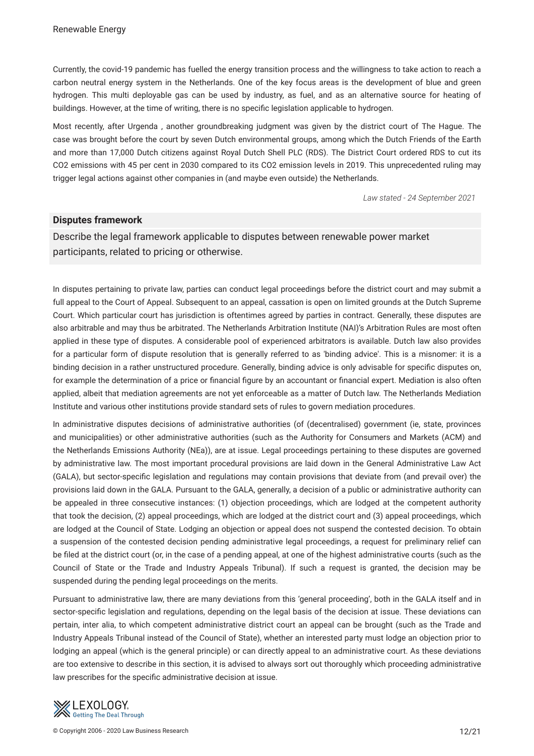Currently, the covid-19 pandemic has fuelled the energy transition process and the willingness to take action to reach a carbon neutral energy system in the Netherlands. One of the key focus areas is the development of blue and green hydrogen. This multi deployable gas can be used by industry, as fuel, and as an alternative source for heating of buildings. However, at the time of writing, there is no specific legislation applicable to hydrogen.

Most recently, after Urgenda , another groundbreaking judgment was given by the district court of The Hague. The case was brought before the court by seven Dutch environmental groups, among which the Dutch Friends of the Earth and more than 17,000 Dutch citizens against Royal Dutch Shell PLC (RDS). The District Court ordered RDS to cut its $CO_2$ emissions with 45 per cent in 2030 compared to its $CO_2$ emission levels in 2019. This unprecedented ruling may trigger legal actions against other companies in (and maybe even outside) the Netherlands.

*Law stated - 24 September 2021*

## Disputes framework

Describe the legal framework applicable to disputes between renewable power market participants, related to pricing or otherwise.

In disputes pertaining to private law, parties can conduct legal proceedings before the district court and may submit a full appeal to the Court of Appeal. Subsequent to an appeal, cassation is open on limited grounds at the Dutch Supreme Court. Which particular court has jurisdiction is oftentimes agreed by parties in contract. Generally, these disputes are also arbitrable and may thus be arbitrated. The Netherlands Arbitration Institute (NAI)'s Arbitration Rules are most often applied in these type of disputes. A considerable pool of experienced arbitrators is available. Dutch law also provides for a particular form of dispute resolution that is generally referred to as 'binding advice'. This is a misnomer: it is a binding decision in a rather unstructured procedure. Generally, binding advice is only advisable for specific disputes on, for example the determination of a price or financial figure by an accountant or financial expert. Mediation is also often applied, albeit that mediation agreements are not yet enforceable as a matter of Dutch law. The Netherlands Mediation Institute and various other institutions provide standard sets of rules to govern mediation procedures.

In administrative disputes decisions of administrative authorities (of (decentralised) government (ie, state, provinces and municipalities) or other administrative authorities (such as the Authority for Consumers and Markets (ACM) and the Netherlands Emissions Authority (NEa)), are at issue. Legal proceedings pertaining to these disputes are governed by administrative law. The most important procedural provisions are laid down in the General Administrative Law Act (GALA), but sector-specific legislation and regulations may contain provisions that deviate from (and prevail over) the provisions laid down in the GALA. Pursuant to the GALA, generally, a decision of a public or administrative authority can be appealed in three consecutive instances: (1) objection proceedings, which are lodged at the competent authority that took the decision, (2) appeal proceedings, which are lodged at the district court and (3) appeal proceedings, which are lodged at the Council of State. Lodging an objection or appeal does not suspend the contested decision. To obtain a suspension of the contested decision pending administrative legal proceedings, a request for preliminary relief can be filed at the district court (or, in the case of a pending appeal, at one of the highest administrative courts (such as the Council of State or the Trade and Industry Appeals Tribunal). If such a request is granted, the decision may be suspended during the pending legal proceedings on the merits.

Pursuant to administrative law, there are many deviations from this 'general proceeding', both in the GALA itself and in sector-specific legislation and regulations, depending on the legal basis of the decision at issue. These deviations can pertain, inter alia, to which competent administrative district court an appeal can be brought (such as the Trade and Industry Appeals Tribunal instead of the Council of State), whether an interested party must lodge an objection prior to lodging an appeal (which is the general principle) or can directly appeal to an administrative court. As these deviations are too extensive to describe in this section, it is advised to always sort out thoroughly which proceeding administrative law prescribes for the specific administrative decision at issue.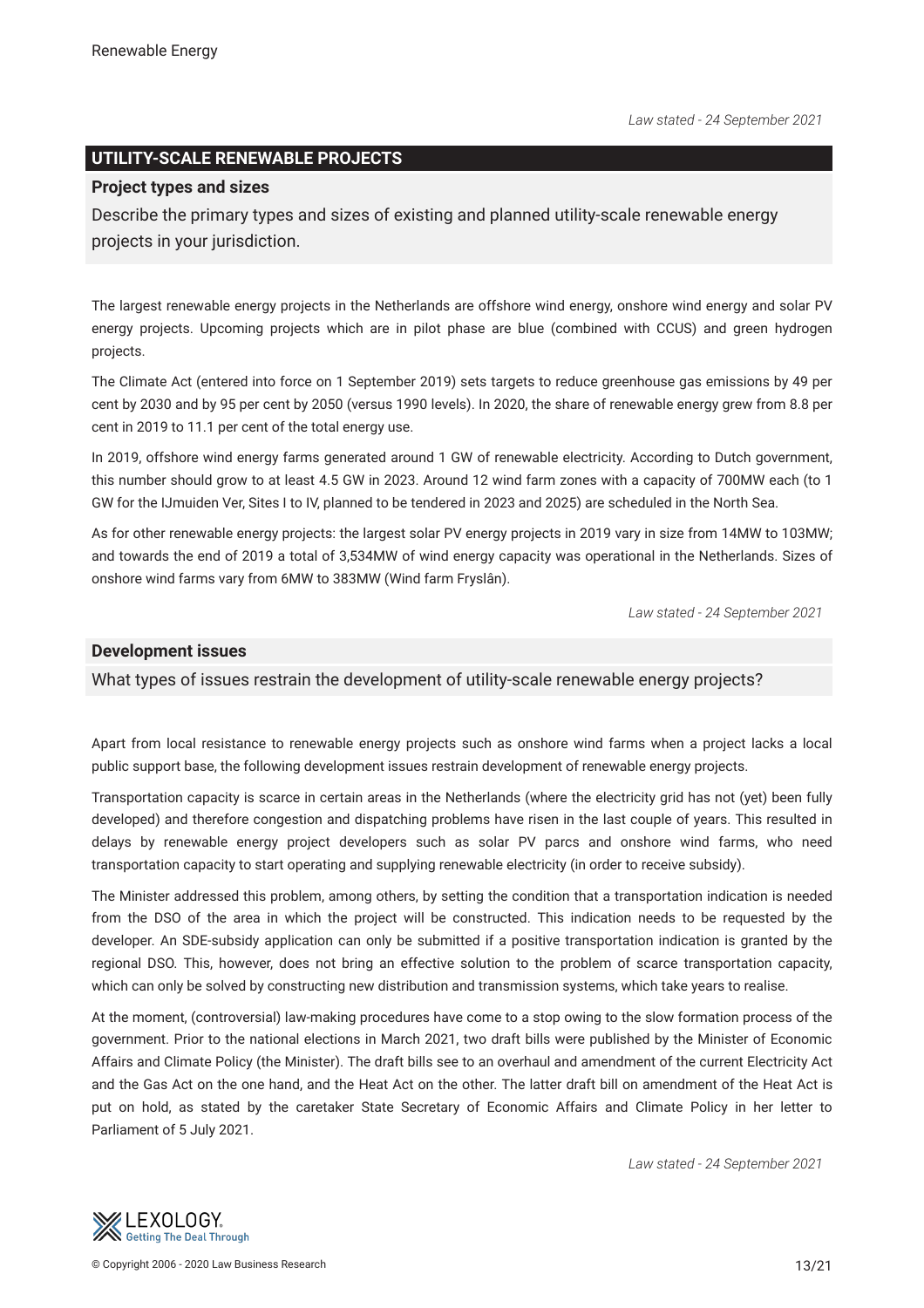*Law stated - 24 September 2021*

## UTILITY-SCALE RENEWABLE PROJECTS

### Project types and sizes

Describe the primary types and sizes of existing and planned utility-scale renewable energy projects in your jurisdiction.

The largest renewable energy projects in the Netherlands are offshore wind energy, onshore wind energy and solar PV energy projects. Upcoming projects which are in pilot phase are blue (combined with CCUS) and green hydrogen projects.

The Climate Act (entered into force on 1 September 2019) sets targets to reduce greenhouse gas emissions by 49 per cent by 2030 and by 95 per cent by 2050 (versus 1990 levels). In 2020, the share of renewable energy grew from 8.8 per cent in 2019 to 11.1 per cent of the total energy use.

In 2019, offshore wind energy farms generated around 1 GW of renewable electricity. According to Dutch government, this number should grow to at least 4.5 GW in 2023. Around 12 wind farm zones with a capacity of 700MW each (to 1 GW for the IJmuiden Ver, Sites I to IV, planned to be tendered in 2023 and 2025) are scheduled in the North Sea.

As for other renewable energy projects: the largest solar PV energy projects in 2019 vary in size from 14MW to 103MW; and towards the end of 2019 a total of 3,534MW of wind energy capacity was operational in the Netherlands. Sizes of onshore wind farms vary from 6MW to 383MW (Wind farm Fryslân).

*Law stated - 24 September 2021*

### Development issues

What types of issues restrain the development of utility-scale renewable energy projects?

Apart from local resistance to renewable energy projects such as onshore wind farms when a project lacks a local public support base, the following development issues restrain development of renewable energy projects.

Transportation capacity is scarce in certain areas in the Netherlands (where the electricity grid has not (yet) been fully developed) and therefore congestion and dispatching problems have risen in the last couple of years. This resulted in delays by renewable energy project developers such as solar PV parcs and onshore wind farms, who need transportation capacity to start operating and supplying renewable electricity (in order to receive subsidy).

The Minister addressed this problem, among others, by setting the condition that a transportation indication is needed from the DSO of the area in which the project will be constructed. This indication needs to be requested by the developer. An SDE-subsidy application can only be submitted if a positive transportation indication is granted by the regional DSO. This, however, does not bring an effective solution to the problem of scarce transportation capacity, which can only be solved by constructing new distribution and transmission systems, which take years to realise.

At the moment, (controversial) law-making procedures have come to a stop owing to the slow formation process of the government. Prior to the national elections in March 2021, two draft bills were published by the Minister of Economic Affairs and Climate Policy (the Minister). The draft bills see to an overhaul and amendment of the current Electricity Act and the Gas Act on the one hand, and the Heat Act on the other. The latter draft bill on amendment of the Heat Act is put on hold, as stated by the caretaker State Secretary of Economic Affairs and Climate Policy in her letter to Parliament of 5 July 2021.

*Law stated - 24 September 2021*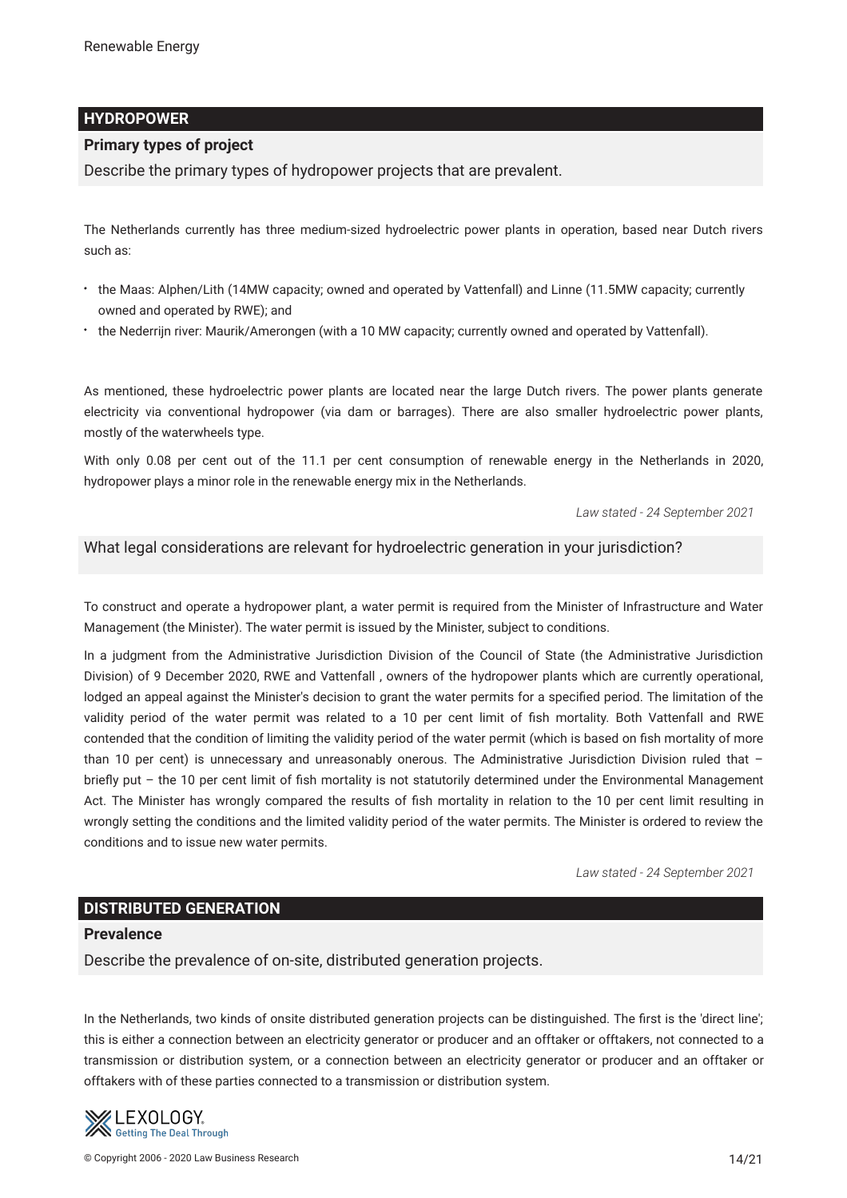## HYDROPOWER

### Primary types of project

**Describe the primary types of hydropower projects that are prevalent.**

The Netherlands currently has three medium-sized hydroelectric power plants in operation, based near Dutch rivers such as:

- the Maas: Alphen/Lith (14MW capacity; owned and operated by Vattenfall) and Linne (11.5MW capacity; currently owned and operated by RWE); and
- the Nederrijn river: Maurik/Amerongen (with a 10 MW capacity; currently owned and operated by Vattenfall).

As mentioned, these hydroelectric power plants are located near the large Dutch rivers. The power plants generate electricity via conventional hydropower (via dam or barrages). There are also smaller hydroelectric power plants, mostly of the waterwheels type.

With only 0.08 per cent out of the 11.1 per cent consumption of renewable energy in the Netherlands in 2020, hydropower plays a minor role in the renewable energy mix in the Netherlands.

*Law stated - 24 September 2021*

**What legal considerations are relevant for hydroelectric generation in your jurisdiction?**

To construct and operate a hydropower plant, a water permit is required from the Minister of Infrastructure and Water Management (the Minister). The water permit is issued by the Minister, subject to conditions.

In a judgment from the Administrative Jurisdiction Division of the Council of State (the Administrative Jurisdiction Division) of 9 December 2020, RWE and Vattenfall , owners of the hydropower plants which are currently operational, lodged an appeal against the Minister's decision to grant the water permits for a specified period. The limitation of the validity period of the water permit was related to a 10 per cent limit of fish mortality. Both Vattenfall and RWE contended that the condition of limiting the validity period of the water permit (which is based on fish mortality of more than 10 per cent) is unnecessary and unreasonably onerous. The Administrative Jurisdiction Division ruled that – briefly put – the 10 per cent limit of fish mortality is not statutorily determined under the Environmental Management Act. The Minister has wrongly compared the results of fish mortality in relation to the 10 per cent limit resulting in wrongly setting the conditions and the limited validity period of the water permits. The Minister is ordered to review the conditions and to issue new water permits.

*Law stated - 24 September 2021*

## DISTRIBUTED GENERATION

### Prevalence

**Describe the prevalence of on-site, distributed generation projects.**

In the Netherlands, two kinds of onsite distributed generation projects can be distinguished. The first is the 'direct line'; this is either a connection between an electricity generator or producer and an offtaker or offtakers, not connected to a transmission or distribution system, or a connection between an electricity generator or producer and an offtaker or offtakers with of these parties connected to a transmission or distribution system.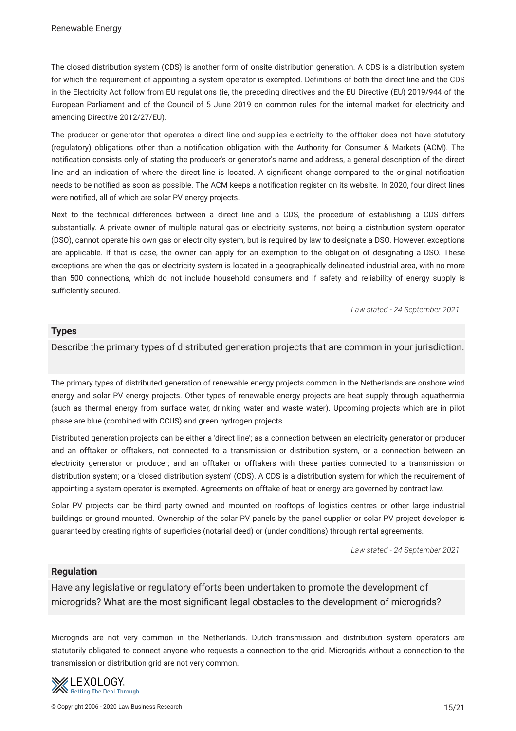The closed distribution system (CDS) is another form of onsite distribution generation. A CDS is a distribution system for which the requirement of appointing a system operator is exempted. Definitions of both the direct line and the CDS in the Electricity Act follow from EU regulations (ie, the preceding directives and the EU Directive (EU) 2019/944 of the European Parliament and of the Council of 5 June 2019 on common rules for the internal market for electricity and amending Directive 2012/27/EU).

The producer or generator that operates a direct line and supplies electricity to the offtaker does not have statutory (regulatory) obligations other than a notification obligation with the Authority for Consumer & Markets (ACM). The notification consists only of stating the producer's or generator's name and address, a general description of the direct line and an indication of where the direct line is located. A significant change compared to the original notification needs to be notified as soon as possible. The ACM keeps a notification register on its website. In 2020, four direct lines were notified, all of which are solar PV energy projects.

Next to the technical differences between a direct line and a CDS, the procedure of establishing a CDS differs substantially. A private owner of multiple natural gas or electricity systems, not being a distribution system operator (DSO), cannot operate his own gas or electricity system, but is required by law to designate a DSO. However, exceptions are applicable. If that is case, the owner can apply for an exemption to the obligation of designating a DSO. These exceptions are when the gas or electricity system is located in a geographically delineated industrial area, with no more than 500 connections, which do not include household consumers and if safety and reliability of energy supply is sufficiently secured.

*Law stated - 24 September 2021*

## Types

Describe the primary types of distributed generation projects that are common in your jurisdiction.

The primary types of distributed generation of renewable energy projects common in the Netherlands are onshore wind energy and solar PV energy projects. Other types of renewable energy projects are heat supply through aquathermia (such as thermal energy from surface water, drinking water and waste water). Upcoming projects which are in pilot phase are blue (combined with CCUS) and green hydrogen projects.

Distributed generation projects can be either a 'direct line'; as a connection between an electricity generator or producer and an offtaker or offtakers, not connected to a transmission or distribution system, or a connection between an electricity generator or producer; and an offtaker or offtakers with these parties connected to a transmission or distribution system; or a 'closed distribution system' (CDS). A CDS is a distribution system for which the requirement of appointing a system operator is exempted. Agreements on offtake of heat or energy are governed by contract law.

Solar PV projects can be third party owned and mounted on rooftops of logistics centres or other large industrial buildings or ground mounted. Ownership of the solar PV panels by the panel supplier or solar PV project developer is guaranteed by creating rights of superficies (notarial deed) or (under conditions) through rental agreements.

*Law stated - 24 September 2021*

## Regulation

Have any legislative or regulatory efforts been undertaken to promote the development of microgrids? What are the most significant legal obstacles to the development of microgrids?

Microgrids are not very common in the Netherlands. Dutch transmission and distribution system operators are statutorily obligated to connect anyone who requests a connection to the grid. Microgrids without a connection to the transmission or distribution grid are not very common.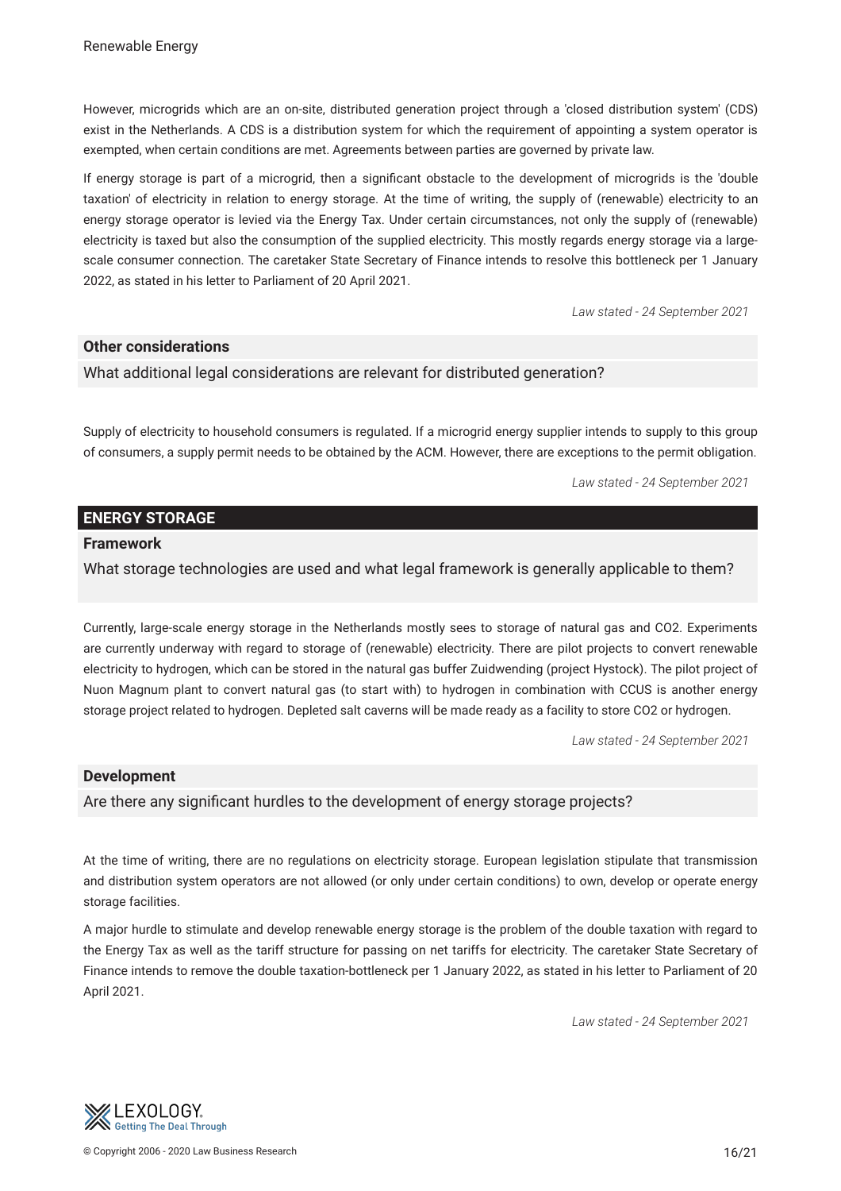However, microgrids which are an on-site, distributed generation project through a 'closed distribution system' (CDS) exist in the Netherlands. A CDS is a distribution system for which the requirement of appointing a system operator is exempted, when certain conditions are met. Agreements between parties are governed by private law.

If energy storage is part of a microgrid, then a significant obstacle to the development of microgrids is the 'double taxation' of electricity in relation to energy storage. At the time of writing, the supply of (renewable) electricity to an energy storage operator is levied via the Energy Tax. Under certain circumstances, not only the supply of (renewable) electricity is taxed but also the consumption of the supplied electricity. This mostly regards energy storage via a large-scale consumer connection. The caretaker State Secretary of Finance intends to resolve this bottleneck per 1 January 2022, as stated in his letter to Parliament of 20 April 2021.

*Law stated - 24 September 2021*

### Other considerations

What additional legal considerations are relevant for distributed generation?

Supply of electricity to household consumers is regulated. If a microgrid energy supplier intends to supply to this group of consumers, a supply permit needs to be obtained by the ACM. However, there are exceptions to the permit obligation.

*Law stated - 24 September 2021*

## ENERGY STORAGE

### Framework

What storage technologies are used and what legal framework is generally applicable to them?

Currently, large-scale energy storage in the Netherlands mostly sees to storage of natural gas and CO2. Experiments are currently underway with regard to storage of (renewable) electricity. There are pilot projects to convert renewable electricity to hydrogen, which can be stored in the natural gas buffer Zuidwending (project Hystock). The pilot project of Nuon Magnum plant to convert natural gas (to start with) to hydrogen in combination with CCUS is another energy storage project related to hydrogen. Depleted salt caverns will be made ready as a facility to store CO2 or hydrogen.

*Law stated - 24 September 2021*

### Development

Are there any significant hurdles to the development of energy storage projects?

At the time of writing, there are no regulations on electricity storage. European legislation stipulate that transmission and distribution system operators are not allowed (or only under certain conditions) to own, develop or operate energy storage facilities.

A major hurdle to stimulate and develop renewable energy storage is the problem of the double taxation with regard to the Energy Tax as well as the tariff structure for passing on net tariffs for electricity. The caretaker State Secretary of Finance intends to remove the double taxation-bottleneck per 1 January 2022, as stated in his letter to Parliament of 20 April 2021.

*Law stated - 24 September 2021*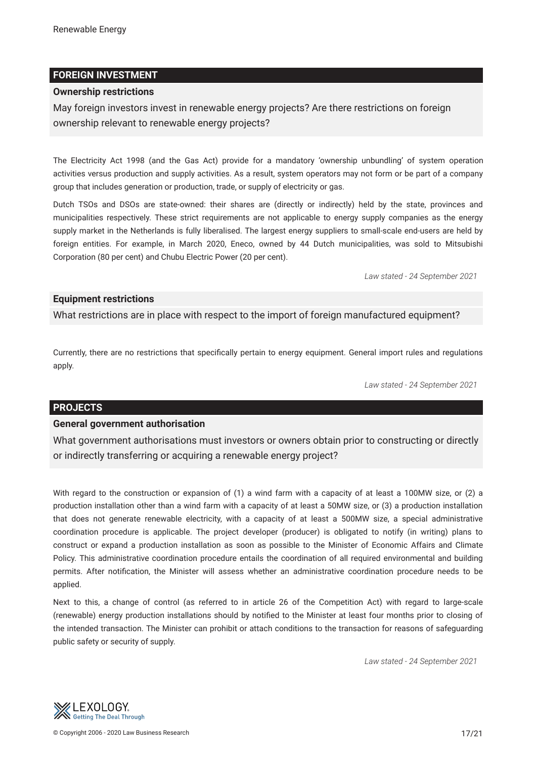## FOREIGN INVESTMENT

### Ownership restrictions

May foreign investors invest in renewable energy projects? Are there restrictions on foreign ownership relevant to renewable energy projects?

The Electricity Act 1998 (and the Gas Act) provide for a mandatory 'ownership unbundling' of system operation activities versus production and supply activities. As a result, system operators may not form or be part of a company group that includes generation or production, trade, or supply of electricity or gas.

Dutch TSOs and DSOs are state-owned: their shares are (directly or indirectly) held by the state, provinces and municipalities respectively. These strict requirements are not applicable to energy supply companies as the energy supply market in the Netherlands is fully liberalised. The largest energy suppliers to small-scale end-users are held by foreign entities. For example, in March 2020, Eneco, owned by 44 Dutch municipalities, was sold to Mitsubishi Corporation (80 per cent) and Chubu Electric Power (20 per cent).

*Law stated - 24 September 2021*

### Equipment restrictions

What restrictions are in place with respect to the import of foreign manufactured equipment?

Currently, there are no restrictions that specifically pertain to energy equipment. General import rules and regulations apply.

*Law stated - 24 September 2021*

## PROJECTS

### General government authorisation

What government authorisations must investors or owners obtain prior to constructing or directly or indirectly transferring or acquiring a renewable energy project?

With regard to the construction or expansion of (1) a wind farm with a capacity of at least a 100MW size, or (2) a production installation other than a wind farm with a capacity of at least a 50MW size, or (3) a production installation that does not generate renewable electricity, with a capacity of at least a 500MW size, a special administrative coordination procedure is applicable. The project developer (producer) is obligated to notify (in writing) plans to construct or expand a production installation as soon as possible to the Minister of Economic Affairs and Climate Policy. This administrative coordination procedure entails the coordination of all required environmental and building permits. After notification, the Minister will assess whether an administrative coordination procedure needs to be applied.

Next to this, a change of control (as referred to in article 26 of the Competition Act) with regard to large-scale (renewable) energy production installations should by notified to the Minister at least four months prior to closing of the intended transaction. The Minister can prohibit or attach conditions to the transaction for reasons of safeguarding public safety or security of supply.

*Law stated - 24 September 2021*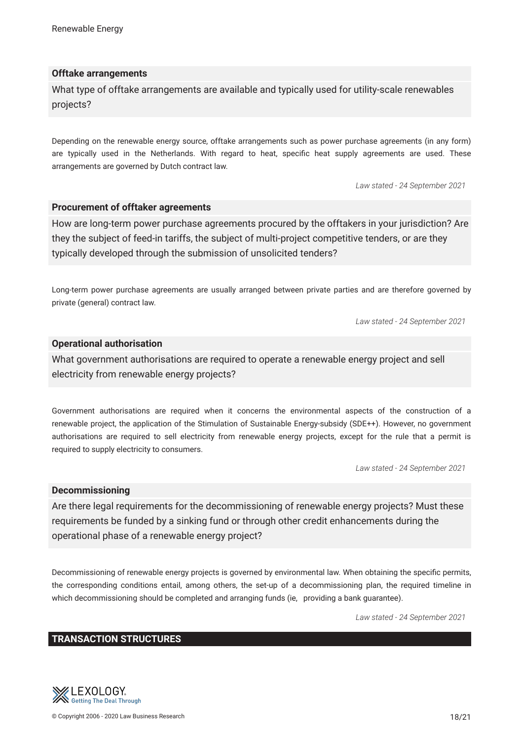### Offtake arrangements

What type of offtake arrangements are available and typically used for utility-scale renewables projects?

Depending on the renewable energy source, offtake arrangements such as power purchase agreements (in any form) are typically used in the Netherlands. With regard to heat, specific heat supply agreements are used. These arrangements are governed by Dutch contract law.

*Law stated - 24 September 2021*

### Procurement of offtaker agreements

How are long-term power purchase agreements procured by the offtakers in your jurisdiction? Are they the subject of feed-in tariffs, the subject of multi-project competitive tenders, or are they typically developed through the submission of unsolicited tenders?

Long-term power purchase agreements are usually arranged between private parties and are therefore governed by private (general) contract law.

*Law stated - 24 September 2021*

### Operational authorisation

What government authorisations are required to operate a renewable energy project and sell electricity from renewable energy projects?

Government authorisations are required when it concerns the environmental aspects of the construction of a renewable project, the application of the Stimulation of Sustainable Energy-subsidy (SDE++). However, no government authorisations are required to sell electricity from renewable energy projects, except for the rule that a permit is required to supply electricity to consumers.

*Law stated - 24 September 2021*

### Decommissioning

Are there legal requirements for the decommissioning of renewable energy projects? Must these requirements be funded by a sinking fund or through other credit enhancements during the operational phase of a renewable energy project?

Decommissioning of renewable energy projects is governed by environmental law. When obtaining the specific permits, the corresponding conditions entail, among others, the set-up of a decommissioning plan, the required timeline in which decommissioning should be completed and arranging funds (ie, providing a bank guarantee).

*Law stated - 24 September 2021*

## TRANSACTION STRUCTURES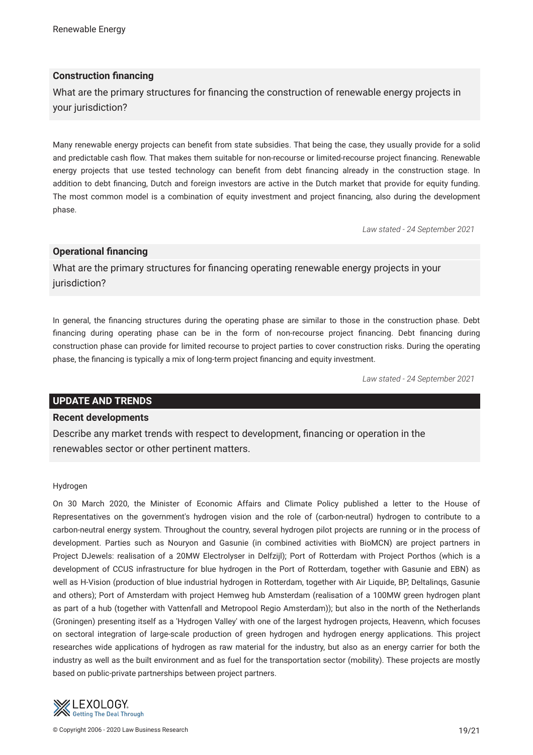### Construction financing

What are the primary structures for financing the construction of renewable energy projects in your jurisdiction?

Many renewable energy projects can benefit from state subsidies. That being the case, they usually provide for a solid and predictable cash flow. That makes them suitable for non-recourse or limited-recourse project financing. Renewable energy projects that use tested technology can benefit from debt financing already in the construction stage. In addition to debt financing, Dutch and foreign investors are active in the Dutch market that provide for equity funding. The most common model is a combination of equity investment and project financing, also during the development phase.

*Law stated - 24 September 2021*

### Operational financing

What are the primary structures for financing operating renewable energy projects in your jurisdiction?

In general, the financing structures during the operating phase are similar to those in the construction phase. Debt financing during operating phase can be in the form of non-recourse project financing. Debt financing during construction phase can provide for limited recourse to project parties to cover construction risks. During the operating phase, the financing is typically a mix of long-term project financing and equity investment.

*Law stated - 24 September 2021*

## UPDATE AND TRENDS

### Recent developments

Describe any market trends with respect to development, financing or operation in the renewables sector or other pertinent matters.

Hydrogen

On 30 March 2020, the Minister of Economic Affairs and Climate Policy published a letter to the House of Representatives on the government's hydrogen vision and the role of (carbon-neutral) hydrogen to contribute to a carbon-neutral energy system. Throughout the country, several hydrogen pilot projects are running or in the process of development. Parties such as Nouryon and Gasunie (in combined activities with BioMCN) are project partners in Project DJewels: realisation of a 20MW Electrolyser in Delfzijl); Port of Rotterdam with Project Porthos (which is a development of CCUS infrastructure for blue hydrogen in the Port of Rotterdam, together with Gasunie and EBN) as well as H-Vision (production of blue industrial hydrogen in Rotterdam, together with Air Liquide, BP, Deltalinqs, Gasunie and others); Port of Amsterdam with project Hemweg hub Amsterdam (realisation of a 100MW green hydrogen plant as part of a hub (together with Vattenfall and Metropool Regio Amsterdam)); but also in the north of the Netherlands (Groningen) presenting itself as a 'Hydrogen Valley' with one of the largest hydrogen projects, Heavenn, which focuses on sectoral integration of large-scale production of green hydrogen and hydrogen energy applications. This project researches wide applications of hydrogen as raw material for the industry, but also as an energy carrier for both the industry as well as the built environment and as fuel for the transportation sector (mobility). These projects are mostly based on public-private partnerships between project partners.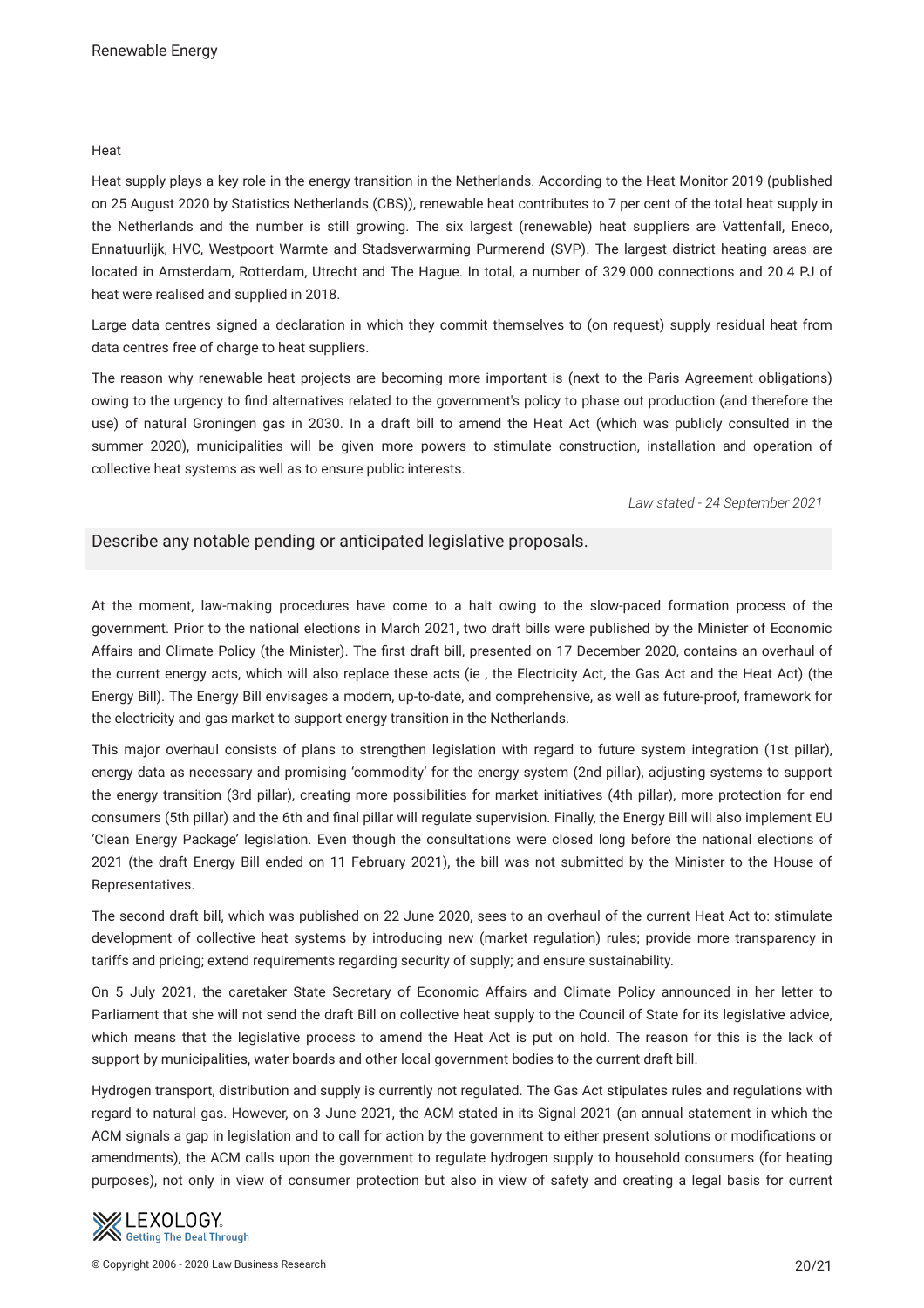Heat

Heat supply plays a key role in the energy transition in the Netherlands. According to the Heat Monitor 2019 (published on 25 August 2020 by Statistics Netherlands (CBS)), renewable heat contributes to 7 per cent of the total heat supply in the Netherlands and the number is still growing. The six largest (renewable) heat suppliers are Vattenfall, Eneco, Ennatuurlijk, HVC, Westpoort Warmte and Stadsverwarming Purmerend (SVP). The largest district heating areas are located in Amsterdam, Rotterdam, Utrecht and The Hague. In total, a number of 329.000 connections and 20.4 PJ of heat were realised and supplied in 2018.

Large data centres signed a declaration in which they commit themselves to (on request) supply residual heat from data centres free of charge to heat suppliers.

The reason why renewable heat projects are becoming more important is (next to the Paris Agreement obligations) owing to the urgency to find alternatives related to the government's policy to phase out production (and therefore the use) of natural Groningen gas in 2030. In a draft bill to amend the Heat Act (which was publicly consulted in the summer 2020), municipalities will be given more powers to stimulate construction, installation and operation of collective heat systems as well as to ensure public interests.

*Law stated - 24 September 2021*

## Describe any notable pending or anticipated legislative proposals.

At the moment, law-making procedures have come to a halt owing to the slow-paced formation process of the government. Prior to the national elections in March 2021, two draft bills were published by the Minister of Economic Affairs and Climate Policy (the Minister). The first draft bill, presented on 17 December 2020, contains an overhaul of the current energy acts, which will also replace these acts (ie , the Electricity Act, the Gas Act and the Heat Act) (the Energy Bill). The Energy Bill envisages a modern, up-to-date, and comprehensive, as well as future-proof, framework for the electricity and gas market to support energy transition in the Netherlands.

This major overhaul consists of plans to strengthen legislation with regard to future system integration (1st pillar), energy data as necessary and promising 'commodity' for the energy system (2nd pillar), adjusting systems to support the energy transition (3rd pillar), creating more possibilities for market initiatives (4th pillar), more protection for end consumers (5th pillar) and the 6th and final pillar will regulate supervision. Finally, the Energy Bill will also implement EU 'Clean Energy Package' legislation. Even though the consultations were closed long before the national elections of 2021 (the draft Energy Bill ended on 11 February 2021), the bill was not submitted by the Minister to the House of Representatives.

The second draft bill, which was published on 22 June 2020, sees to an overhaul of the current Heat Act to: stimulate development of collective heat systems by introducing new (market regulation) rules; provide more transparency in tariffs and pricing; extend requirements regarding security of supply; and ensure sustainability.

On 5 July 2021, the caretaker State Secretary of Economic Affairs and Climate Policy announced in her letter to Parliament that she will not send the draft Bill on collective heat supply to the Council of State for its legislative advice, which means that the legislative process to amend the Heat Act is put on hold. The reason for this is the lack of support by municipalities, water boards and other local government bodies to the current draft bill.

Hydrogen transport, distribution and supply is currently not regulated. The Gas Act stipulates rules and regulations with regard to natural gas. However, on 3 June 2021, the ACM stated in its Signal 2021 (an annual statement in which the ACM signals a gap in legislation and to call for action by the government to either present solutions or modifications or amendments), the ACM calls upon the government to regulate hydrogen supply to household consumers (for heating purposes), not only in view of consumer protection but also in view of safety and creating a legal basis for current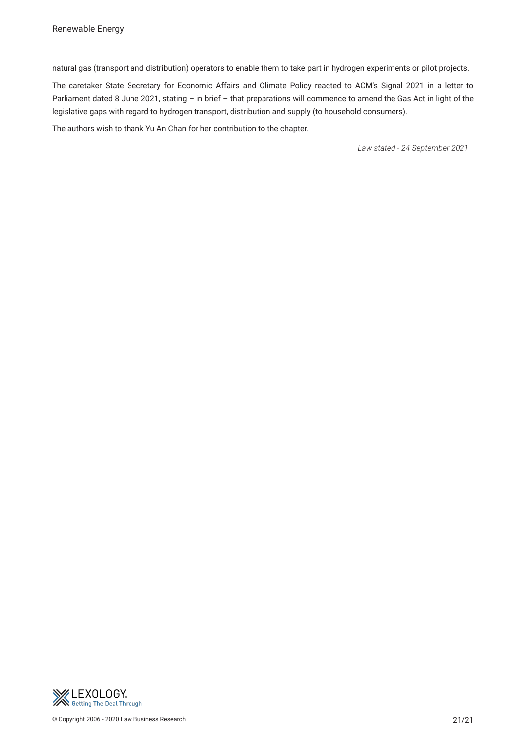natural gas (transport and distribution) operators to enable them to take part in hydrogen experiments or pilot projects.

The caretaker State Secretary for Economic Affairs and Climate Policy reacted to ACM's Signal 2021 in a letter to Parliament dated 8 June 2021, stating – in brief – that preparations will commence to amend the Gas Act in light of the legislative gaps with regard to hydrogen transport, distribution and supply (to household consumers).

The authors wish to thank Yu An Chan for her contribution to the chapter.

*Law stated - 24 September 2021*